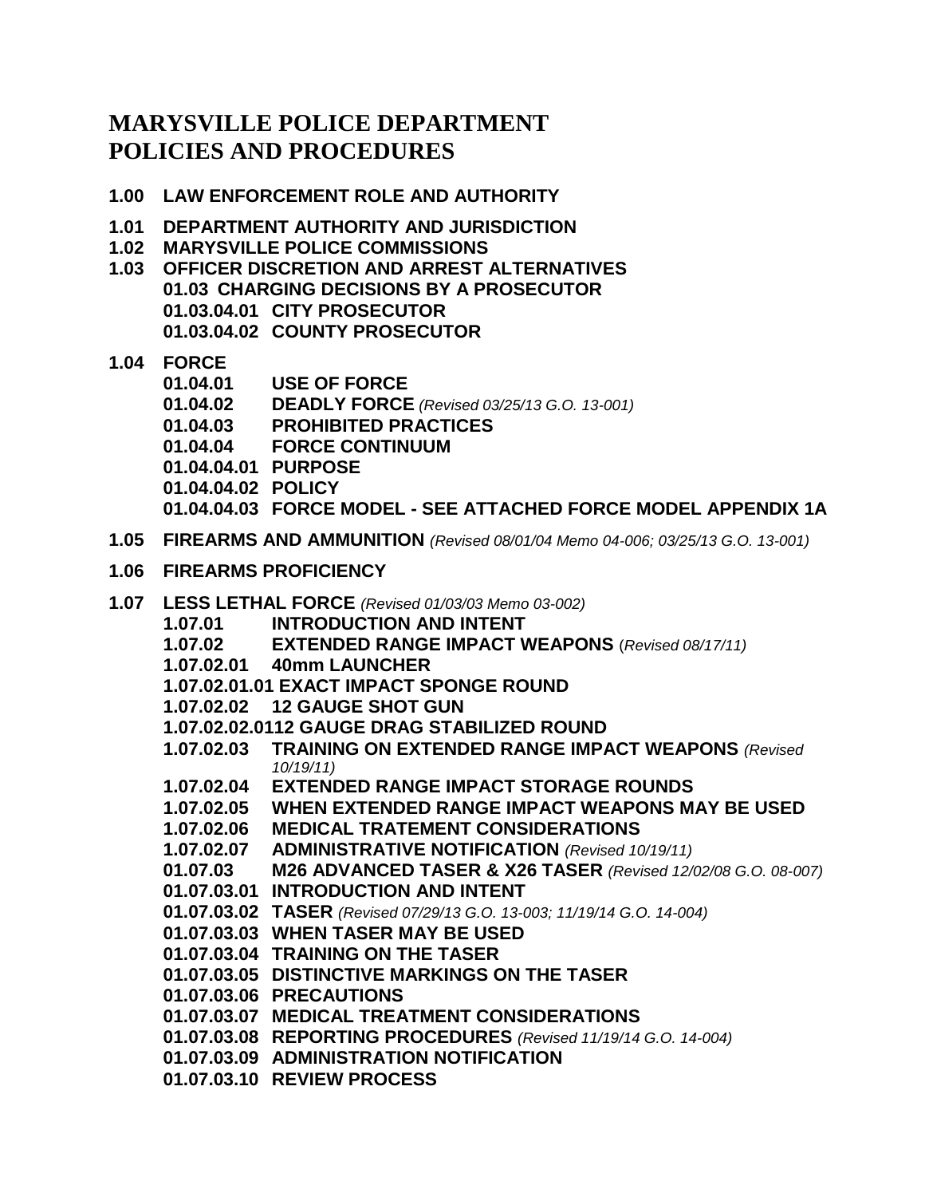# MARYSVILLE POLICE DEPARTMENT
# POLICIES AND PROCEDURES

**1.00 LAW ENFORCEMENT ROLE AND AUTHORITY**

**1.01 DEPARTMENT AUTHORITY AND JURISDICTION**
**1.02 MARYSVILLE POLICE COMMISSIONS**
**1.03 OFFICER DISCRETION AND ARREST ALTERNATIVES**
- **01.03 CHARGING DECISIONS BY A PROSECUTOR**
- **01.03.04.01 CITY PROSECUTOR**
- **01.03.04.02 COUNTY PROSECUTOR**

**1.04 FORCE**
- **01.04.01 USE OF FORCE**
- **01.04.02 DEADLY FORCE** *(Revised 03/25/13 G.O. 13-001)*
- **01.04.03 PROHIBITED PRACTICES**
- **01.04.04 FORCE CONTINUUM**
- **01.04.04.01 PURPOSE**
- **01.04.04.02 POLICY**
- **01.04.04.03 FORCE MODEL - SEE ATTACHED FORCE MODEL APPENDIX 1A**

**1.05 FIREARMS AND AMMUNITION** *(Revised 08/01/04 Memo 04-006; 03/25/13 G.O. 13-001)*

**1.06 FIREARMS PROFICIENCY**

**1.07 LESS LETHAL FORCE** *(Revised 01/03/03 Memo 03-002)*
- **1.07.01 INTRODUCTION AND INTENT**
- **1.07.02 EXTENDED RANGE IMPACT WEAPONS** (*Revised 08/17/11)*
- **1.07.02.01 40mm LAUNCHER**
- **1.07.02.01.01 EXACT IMPACT SPONGE ROUND**
- **1.07.02.02 12 GAUGE SHOT GUN**
- **1.07.02.02.0112 GAUGE DRAG STABILIZED ROUND**
- **1.07.02.03 TRAINING ON EXTENDED RANGE IMPACT WEAPONS** *(Revised 10/19/11)*
- **1.07.02.04 EXTENDED RANGE IMPACT STORAGE ROUNDS**
- **1.07.02.05 WHEN EXTENDED RANGE IMPACT WEAPONS MAY BE USED**
- **1.07.02.06 MEDICAL TRATEMENT CONSIDERATIONS**
- **1.07.02.07 ADMINISTRATIVE NOTIFICATION** *(Revised 10/19/11)*
- **01.07.03 M26 ADVANCED TASER & X26 TASER** *(Revised 12/02/08 G.O. 08-007)*
- **01.07.03.01 INTRODUCTION AND INTENT**
- **01.07.03.02 TASER** *(Revised 07/29/13 G.O. 13-003; 11/19/14 G.O. 14-004)*
- **01.07.03.03 WHEN TASER MAY BE USED**
- **01.07.03.04 TRAINING ON THE TASER**
- **01.07.03.05 DISTINCTIVE MARKINGS ON THE TASER**
- **01.07.03.06 PRECAUTIONS**
- **01.07.03.07 MEDICAL TREATMENT CONSIDERATIONS**
- **01.07.03.08 REPORTING PROCEDURES** *(Revised 11/19/14 G.O. 14-004)*
- **01.07.03.09 ADMINISTRATION NOTIFICATION**
- **01.07.03.10 REVIEW PROCESS**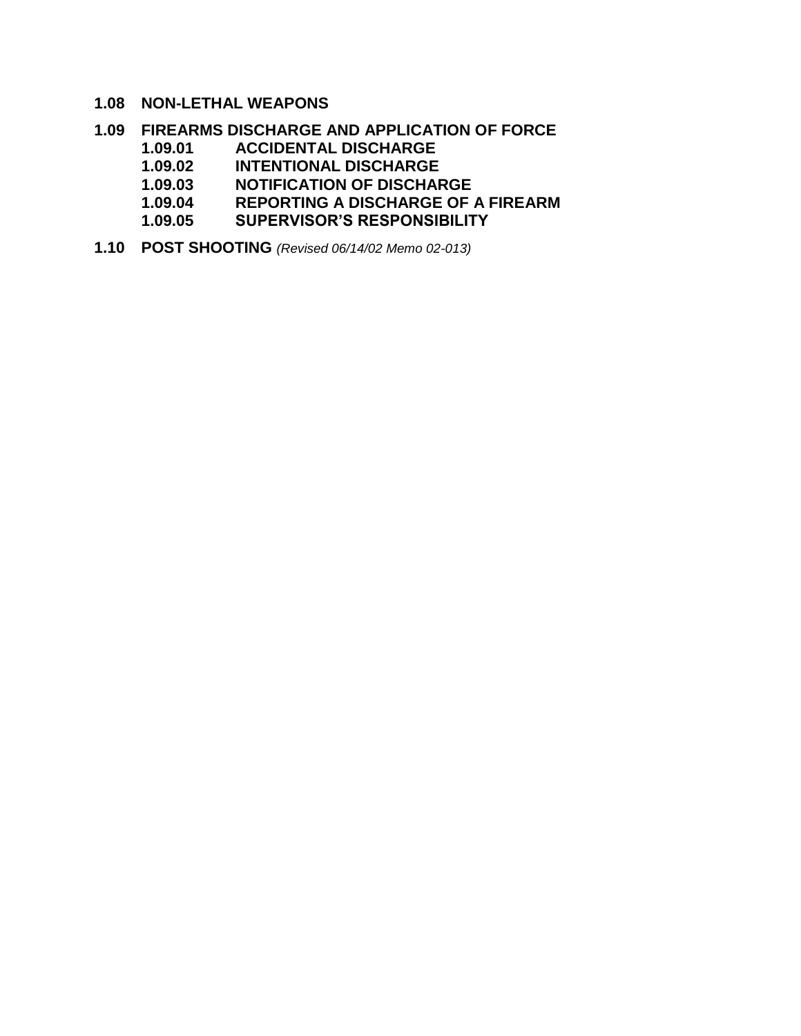**1.08 NON-LETHAL WEAPONS**

**1.09 FIREARMS DISCHARGE AND APPLICATION OF FORCE**

- **1.09.01 ACCIDENTAL DISCHARGE**
- **1.09.02 INTENTIONAL DISCHARGE**
- **1.09.03 NOTIFICATION OF DISCHARGE**
- **1.09.04 REPORTING A DISCHARGE OF A FIREARM**
- **1.09.05 SUPERVISOR'S RESPONSIBILITY**

**1.10 POST SHOOTING** *(Revised 06/14/02 Memo 02-013)*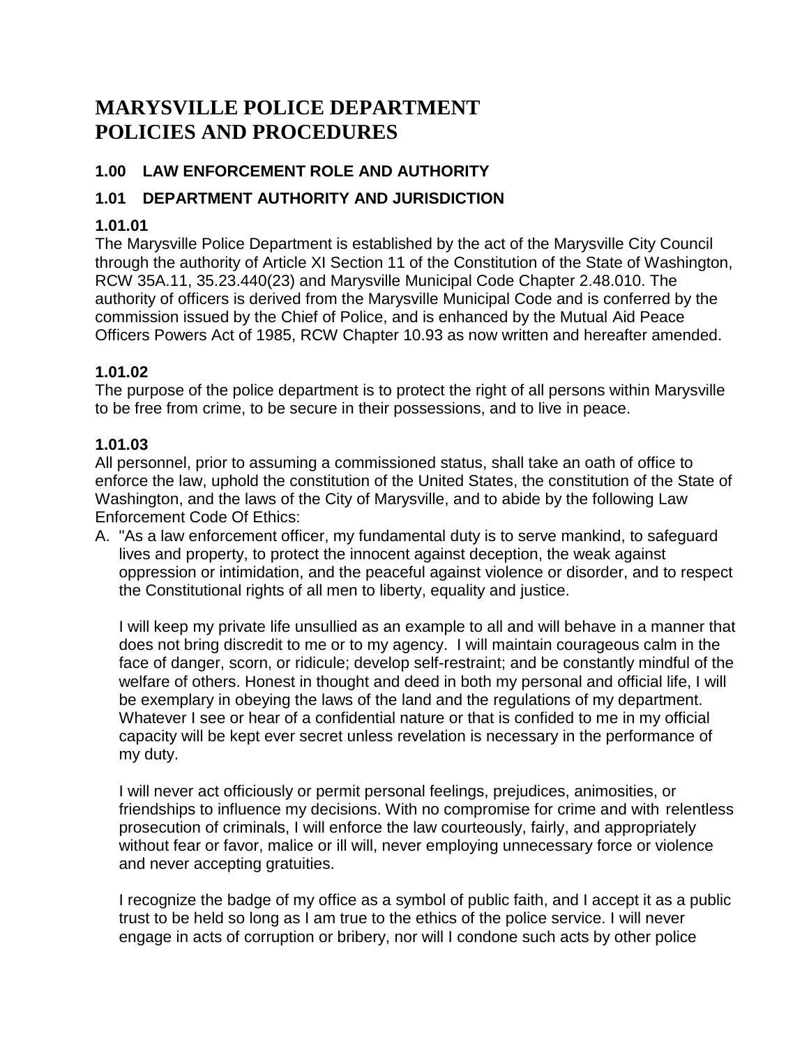# MARYSVILLE POLICE DEPARTMENT POLICIES AND PROCEDURES

## 1.00 LAW ENFORCEMENT ROLE AND AUTHORITY

## 1.01 DEPARTMENT AUTHORITY AND JURISDICTION

### 1.01.01

The Marysville Police Department is established by the act of the Marysville City Council through the authority of Article XI Section 11 of the Constitution of the State of Washington, RCW 35A.11, 35.23.440(23) and Marysville Municipal Code Chapter 2.48.010. The authority of officers is derived from the Marysville Municipal Code and is conferred by the commission issued by the Chief of Police, and is enhanced by the Mutual Aid Peace Officers Powers Act of 1985, RCW Chapter 10.93 as now written and hereafter amended.

### 1.01.02

The purpose of the police department is to protect the right of all persons within Marysville to be free from crime, to be secure in their possessions, and to live in peace.

### 1.01.03

All personnel, prior to assuming a commissioned status, shall take an oath of office to enforce the law, uphold the constitution of the United States, the constitution of the State of Washington, and the laws of the City of Marysville, and to abide by the following Law Enforcement Code Of Ethics:

A. "As a law enforcement officer, my fundamental duty is to serve mankind, to safeguard lives and property, to protect the innocent against deception, the weak against oppression or intimidation, and the peaceful against violence or disorder, and to respect the Constitutional rights of all men to liberty, equality and justice.

   I will keep my private life unsullied as an example to all and will behave in a manner that does not bring discredit to me or to my agency. I will maintain courageous calm in the face of danger, scorn, or ridicule; develop self-restraint; and be constantly mindful of the welfare of others. Honest in thought and deed in both my personal and official life, I will be exemplary in obeying the laws of the land and the regulations of my department. Whatever I see or hear of a confidential nature or that is confided to me in my official capacity will be kept ever secret unless revelation is necessary in the performance of my duty.

   I will never act officiously or permit personal feelings, prejudices, animosities, or friendships to influence my decisions. With no compromise for crime and with relentless prosecution of criminals, I will enforce the law courteously, fairly, and appropriately without fear or favor, malice or ill will, never employing unnecessary force or violence and never accepting gratuities.

   I recognize the badge of my office as a symbol of public faith, and I accept it as a public trust to be held so long as I am true to the ethics of the police service. I will never engage in acts of corruption or bribery, nor will I condone such acts by other police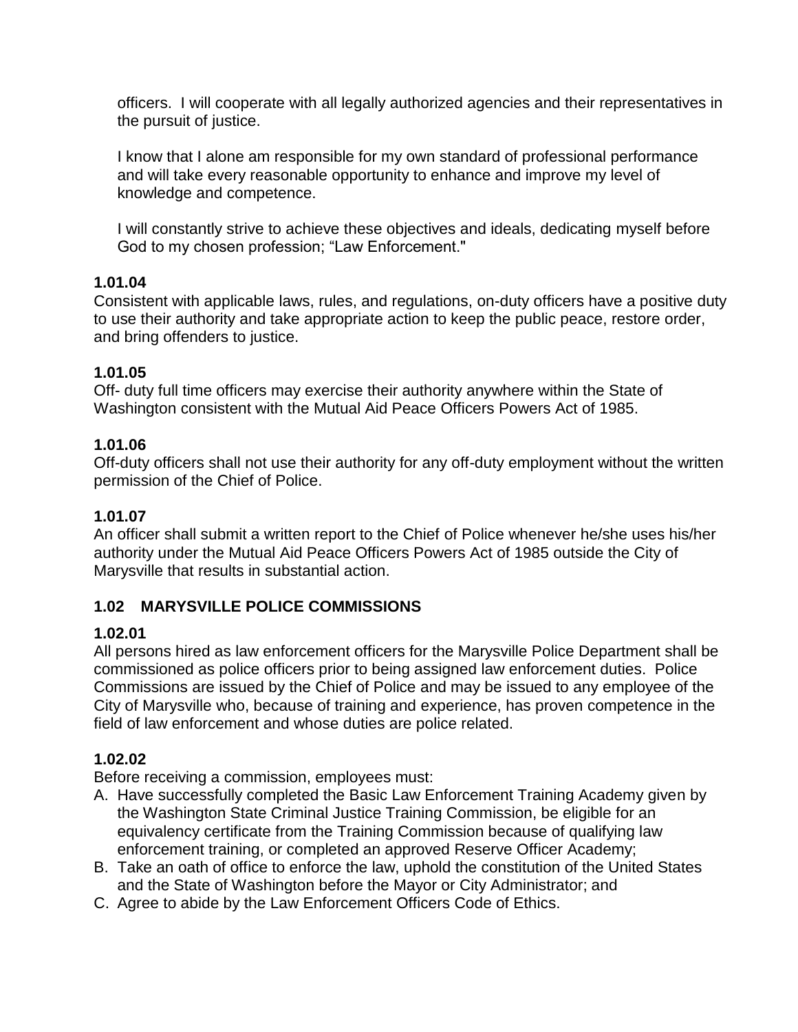officers. I will cooperate with all legally authorized agencies and their representatives in the pursuit of justice.

I know that I alone am responsible for my own standard of professional performance and will take every reasonable opportunity to enhance and improve my level of knowledge and competence.

I will constantly strive to achieve these objectives and ideals, dedicating myself before God to my chosen profession; "Law Enforcement."

**1.01.04**
Consistent with applicable laws, rules, and regulations, on-duty officers have a positive duty to use their authority and take appropriate action to keep the public peace, restore order, and bring offenders to justice.

**1.01.05**
Off- duty full time officers may exercise their authority anywhere within the State of Washington consistent with the Mutual Aid Peace Officers Powers Act of 1985.

**1.01.06**
Off-duty officers shall not use their authority for any off-duty employment without the written permission of the Chief of Police.

**1.01.07**
An officer shall submit a written report to the Chief of Police whenever he/she uses his/her authority under the Mutual Aid Peace Officers Powers Act of 1985 outside the City of Marysville that results in substantial action.

## 1.02 MARYSVILLE POLICE COMMISSIONS

**1.02.01**
All persons hired as law enforcement officers for the Marysville Police Department shall be commissioned as police officers prior to being assigned law enforcement duties. Police Commissions are issued by the Chief of Police and may be issued to any employee of the City of Marysville who, because of training and experience, has proven competence in the field of law enforcement and whose duties are police related.

**1.02.02**
Before receiving a commission, employees must:

A. Have successfully completed the Basic Law Enforcement Training Academy given by the Washington State Criminal Justice Training Commission, be eligible for an equivalency certificate from the Training Commission because of qualifying law enforcement training, or completed an approved Reserve Officer Academy;
B. Take an oath of office to enforce the law, uphold the constitution of the United States and the State of Washington before the Mayor or City Administrator; and
C. Agree to abide by the Law Enforcement Officers Code of Ethics.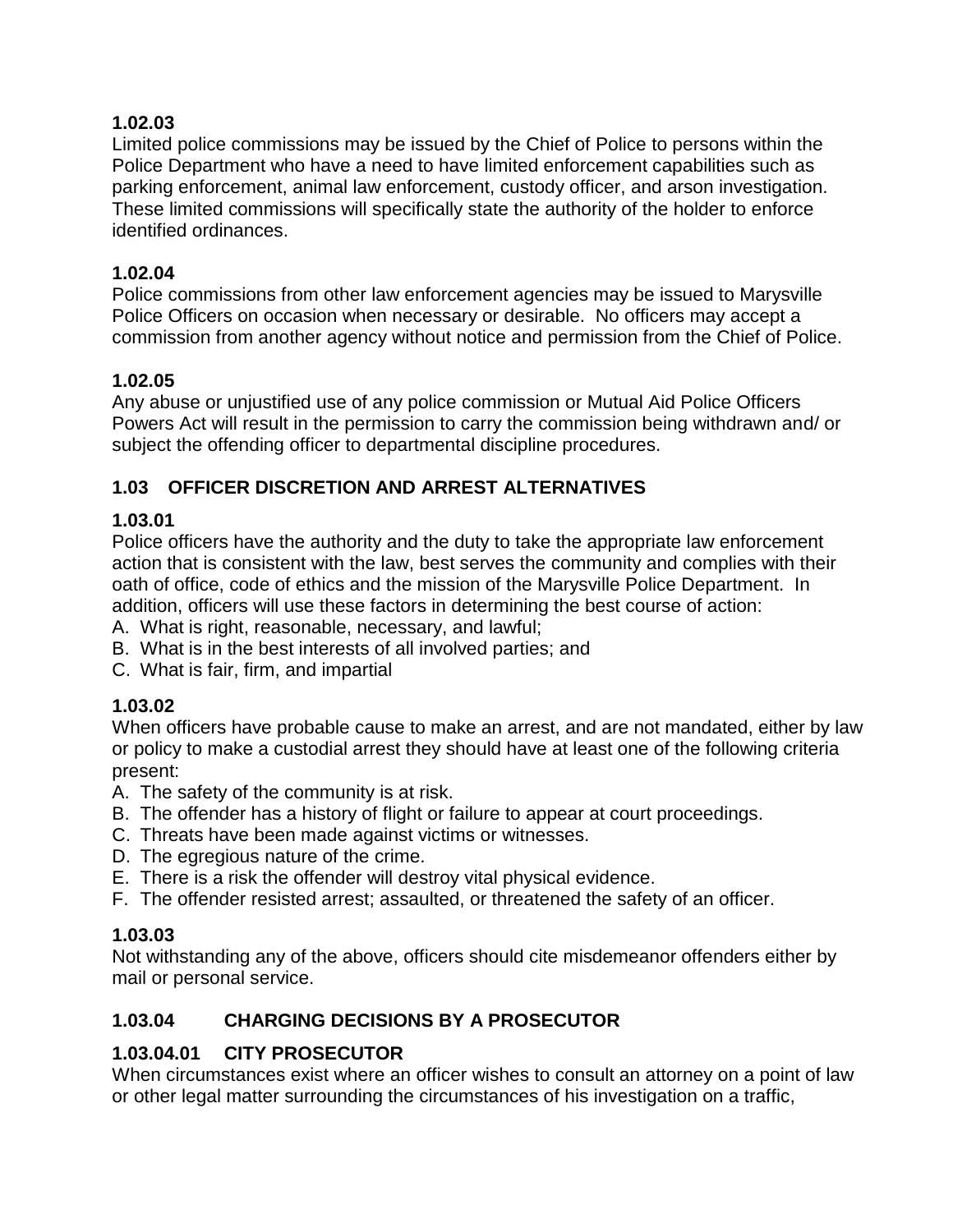**1.02.03**
Limited police commissions may be issued by the Chief of Police to persons within the Police Department who have a need to have limited enforcement capabilities such as parking enforcement, animal law enforcement, custody officer, and arson investigation. These limited commissions will specifically state the authority of the holder to enforce identified ordinances.

**1.02.04**
Police commissions from other law enforcement agencies may be issued to Marysville Police Officers on occasion when necessary or desirable. No officers may accept a commission from another agency without notice and permission from the Chief of Police.

**1.02.05**
Any abuse or unjustified use of any police commission or Mutual Aid Police Officers Powers Act will result in the permission to carry the commission being withdrawn and/ or subject the offending officer to departmental discipline procedures.

## 1.03 OFFICER DISCRETION AND ARREST ALTERNATIVES

**1.03.01**
Police officers have the authority and the duty to take the appropriate law enforcement action that is consistent with the law, best serves the community and complies with their oath of office, code of ethics and the mission of the Marysville Police Department. In addition, officers will use these factors in determining the best course of action:

A. What is right, reasonable, necessary, and lawful;
B. What is in the best interests of all involved parties; and
C. What is fair, firm, and impartial

**1.03.02**
When officers have probable cause to make an arrest, and are not mandated, either by law or policy to make a custodial arrest they should have at least one of the following criteria present:

A. The safety of the community is at risk.
B. The offender has a history of flight or failure to appear at court proceedings.
C. Threats have been made against victims or witnesses.
D. The egregious nature of the crime.
E. There is a risk the offender will destroy vital physical evidence.
F. The offender resisted arrest; assaulted, or threatened the safety of an officer.

**1.03.03**
Not withstanding any of the above, officers should cite misdemeanor offenders either by mail or personal service.

### 1.03.04 CHARGING DECISIONS BY A PROSECUTOR

### 1.03.04.01 CITY PROSECUTOR

When circumstances exist where an officer wishes to consult an attorney on a point of law or other legal matter surrounding the circumstances of his investigation on a traffic,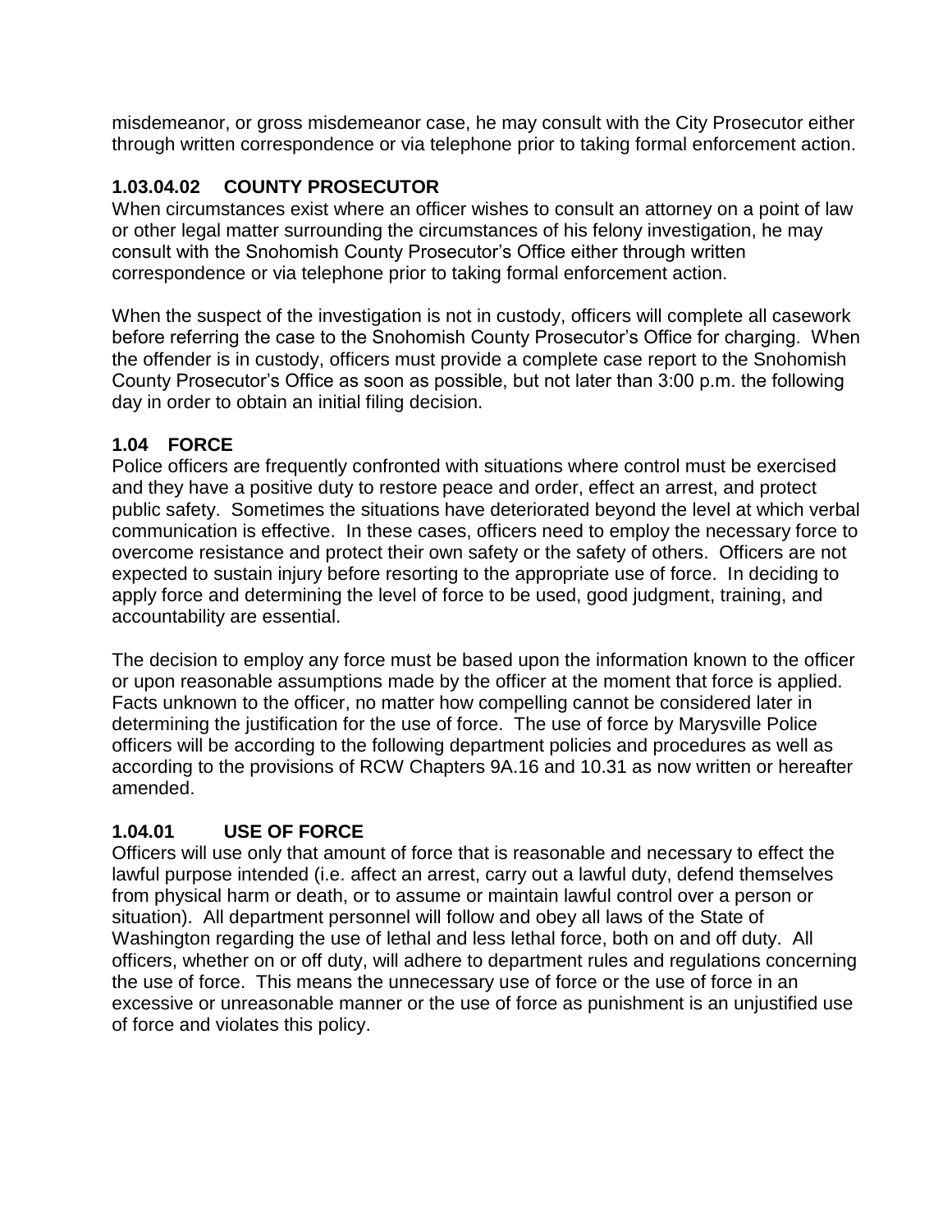misdemeanor, or gross misdemeanor case, he may consult with the City Prosecutor either through written correspondence or via telephone prior to taking formal enforcement action.

### 1.03.04.02 COUNTY PROSECUTOR

When circumstances exist where an officer wishes to consult an attorney on a point of law or other legal matter surrounding the circumstances of his felony investigation, he may consult with the Snohomish County Prosecutor's Office either through written correspondence or via telephone prior to taking formal enforcement action.

When the suspect of the investigation is not in custody, officers will complete all casework before referring the case to the Snohomish County Prosecutor's Office for charging. When the offender is in custody, officers must provide a complete case report to the Snohomish County Prosecutor's Office as soon as possible, but not later than 3:00 p.m. the following day in order to obtain an initial filing decision.

## 1.04 FORCE

Police officers are frequently confronted with situations where control must be exercised and they have a positive duty to restore peace and order, effect an arrest, and protect public safety. Sometimes the situations have deteriorated beyond the level at which verbal communication is effective. In these cases, officers need to employ the necessary force to overcome resistance and protect their own safety or the safety of others. Officers are not expected to sustain injury before resorting to the appropriate use of force. In deciding to apply force and determining the level of force to be used, good judgment, training, and accountability are essential.

The decision to employ any force must be based upon the information known to the officer or upon reasonable assumptions made by the officer at the moment that force is applied. Facts unknown to the officer, no matter how compelling cannot be considered later in determining the justification for the use of force. The use of force by Marysville Police officers will be according to the following department policies and procedures as well as according to the provisions of RCW Chapters 9A.16 and 10.31 as now written or hereafter amended.

### 1.04.01 USE OF FORCE

Officers will use only that amount of force that is reasonable and necessary to effect the lawful purpose intended (i.e. affect an arrest, carry out a lawful duty, defend themselves from physical harm or death, or to assume or maintain lawful control over a person or situation). All department personnel will follow and obey all laws of the State of Washington regarding the use of lethal and less lethal force, both on and off duty. All officers, whether on or off duty, will adhere to department rules and regulations concerning the use of force. This means the unnecessary use of force or the use of force in an excessive or unreasonable manner or the use of force as punishment is an unjustified use of force and violates this policy.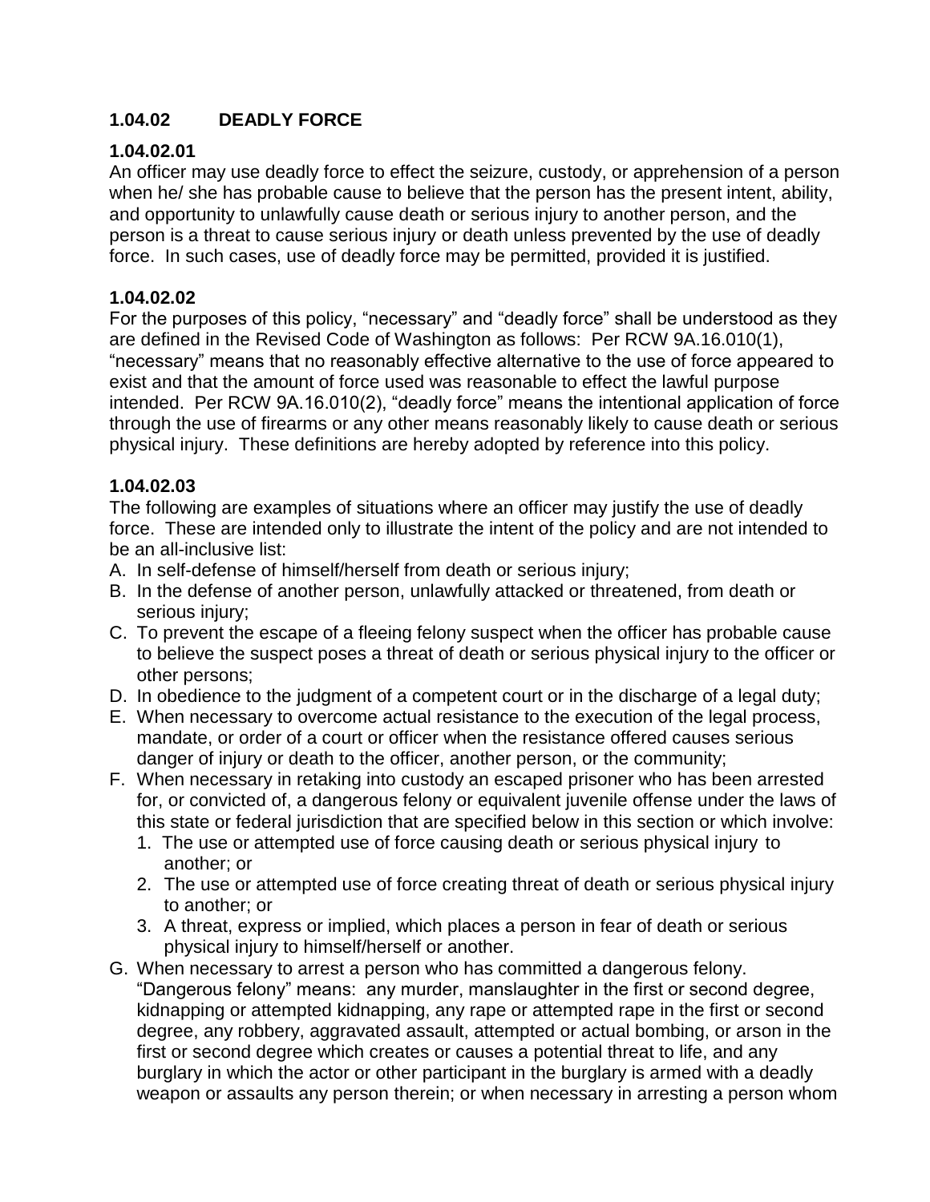### 1.04.02 DEADLY FORCE

**1.04.02.01**

An officer may use deadly force to effect the seizure, custody, or apprehension of a person when he/ she has probable cause to believe that the person has the present intent, ability, and opportunity to unlawfully cause death or serious injury to another person, and the person is a threat to cause serious injury or death unless prevented by the use of deadly force. In such cases, use of deadly force may be permitted, provided it is justified.

**1.04.02.02**

For the purposes of this policy, "necessary" and "deadly force" shall be understood as they are defined in the Revised Code of Washington as follows: Per RCW 9A.16.010(1), "necessary" means that no reasonably effective alternative to the use of force appeared to exist and that the amount of force used was reasonable to effect the lawful purpose intended. Per RCW 9A.16.010(2), "deadly force" means the intentional application of force through the use of firearms or any other means reasonably likely to cause death or serious physical injury. These definitions are hereby adopted by reference into this policy.

**1.04.02.03**

The following are examples of situations where an officer may justify the use of deadly force. These are intended only to illustrate the intent of the policy and are not intended to be an all-inclusive list:

A. In self-defense of himself/herself from death or serious injury;
B. In the defense of another person, unlawfully attacked or threatened, from death or serious injury;
C. To prevent the escape of a fleeing felony suspect when the officer has probable cause to believe the suspect poses a threat of death or serious physical injury to the officer or other persons;
D. In obedience to the judgment of a competent court or in the discharge of a legal duty;
E. When necessary to overcome actual resistance to the execution of the legal process, mandate, or order of a court or officer when the resistance offered causes serious danger of injury or death to the officer, another person, or the community;
F. When necessary in retaking into custody an escaped prisoner who has been arrested for, or convicted of, a dangerous felony or equivalent juvenile offense under the laws of this state or federal jurisdiction that are specified below in this section or which involve:
   1. The use or attempted use of force causing death or serious physical injury to another; or
   2. The use or attempted use of force creating threat of death or serious physical injury to another; or
   3. A threat, express or implied, which places a person in fear of death or serious physical injury to himself/herself or another.
G. When necessary to arrest a person who has committed a dangerous felony. "Dangerous felony" means: any murder, manslaughter in the first or second degree, kidnapping or attempted kidnapping, any rape or attempted rape in the first or second degree, any robbery, aggravated assault, attempted or actual bombing, or arson in the first or second degree which creates or causes a potential threat to life, and any burglary in which the actor or other participant in the burglary is armed with a deadly weapon or assaults any person therein; or when necessary in arresting a person whom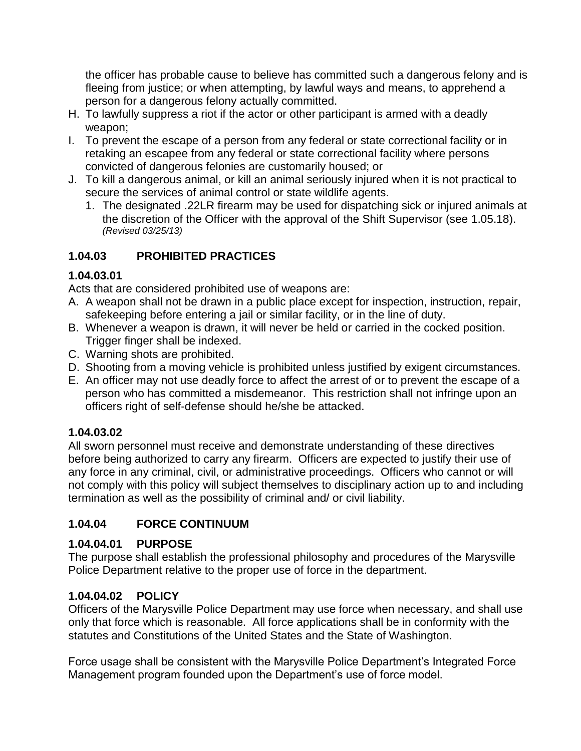the officer has probable cause to believe has committed such a dangerous felony and is fleeing from justice; or when attempting, by lawful ways and means, to apprehend a person for a dangerous felony actually committed.

H. To lawfully suppress a riot if the actor or other participant is armed with a deadly weapon;
I. To prevent the escape of a person from any federal or state correctional facility or in retaking an escapee from any federal or state correctional facility where persons convicted of dangerous felonies are customarily housed; or
J. To kill a dangerous animal, or kill an animal seriously injured when it is not practical to secure the services of animal control or state wildlife agents.
   1. The designated .22LR firearm may be used for dispatching sick or injured animals at the discretion of the Officer with the approval of the Shift Supervisor (see 1.05.18). *(Revised 03/25/13)*

## 1.04.03 PROHIBITED PRACTICES

### 1.04.03.01

Acts that are considered prohibited use of weapons are:

A. A weapon shall not be drawn in a public place except for inspection, instruction, repair, safekeeping before entering a jail or similar facility, or in the line of duty.
B. Whenever a weapon is drawn, it will never be held or carried in the cocked position. Trigger finger shall be indexed.
C. Warning shots are prohibited.
D. Shooting from a moving vehicle is prohibited unless justified by exigent circumstances.
E. An officer may not use deadly force to affect the arrest of or to prevent the escape of a person who has committed a misdemeanor. This restriction shall not infringe upon an officers right of self-defense should he/she be attacked.

### 1.04.03.02

All sworn personnel must receive and demonstrate understanding of these directives before being authorized to carry any firearm. Officers are expected to justify their use of any force in any criminal, civil, or administrative proceedings. Officers who cannot or will not comply with this policy will subject themselves to disciplinary action up to and including termination as well as the possibility of criminal and/ or civil liability.

## 1.04.04 FORCE CONTINUUM

### 1.04.04.01 PURPOSE

The purpose shall establish the professional philosophy and procedures of the Marysville Police Department relative to the proper use of force in the department.

### 1.04.04.02 POLICY

Officers of the Marysville Police Department may use force when necessary, and shall use only that force which is reasonable. All force applications shall be in conformity with the statutes and Constitutions of the United States and the State of Washington.

Force usage shall be consistent with the Marysville Police Department's Integrated Force Management program founded upon the Department's use of force model.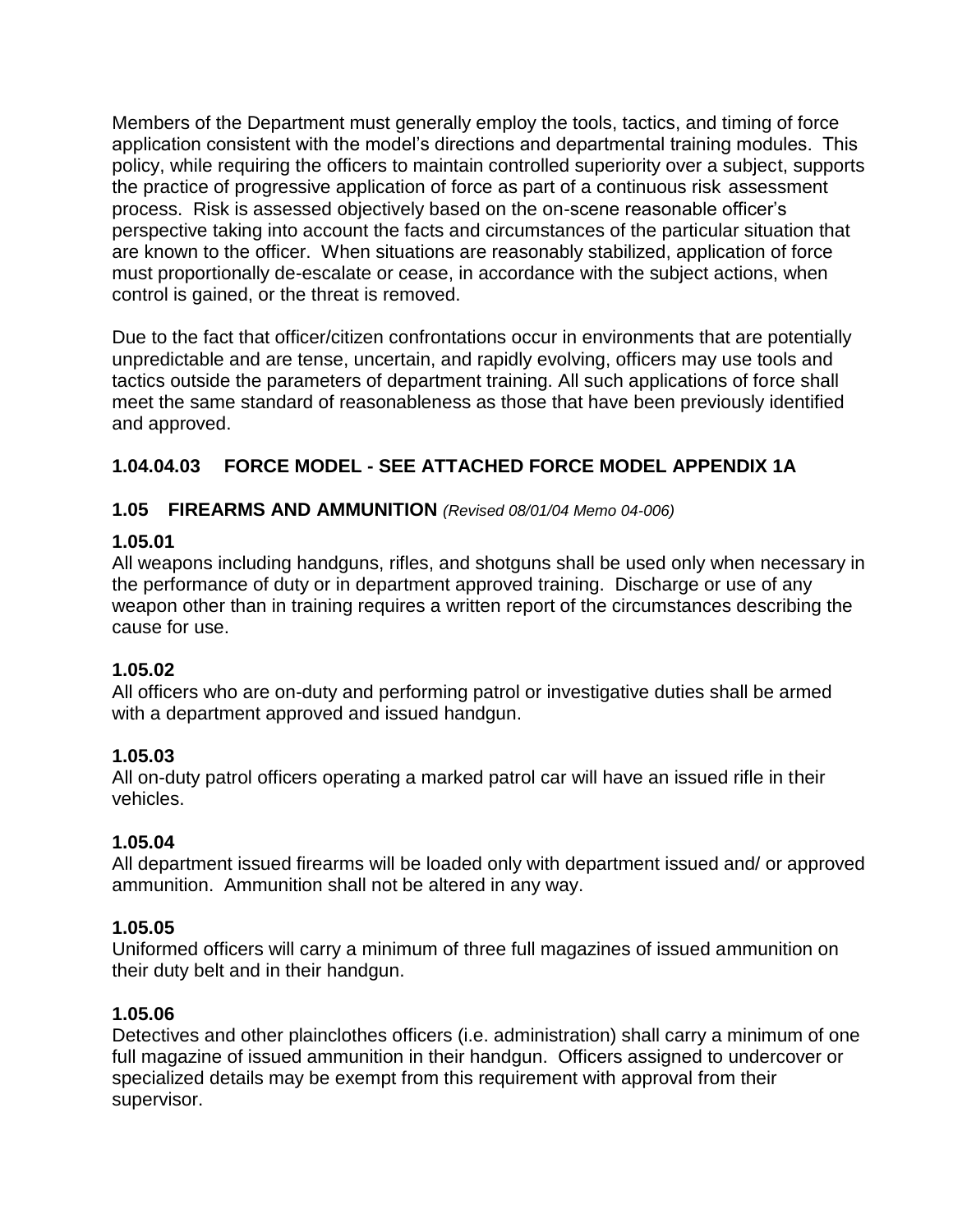Members of the Department must generally employ the tools, tactics, and timing of force application consistent with the model's directions and departmental training modules. This policy, while requiring the officers to maintain controlled superiority over a subject, supports the practice of progressive application of force as part of a continuous risk assessment process. Risk is assessed objectively based on the on-scene reasonable officer's perspective taking into account the facts and circumstances of the particular situation that are known to the officer. When situations are reasonably stabilized, application of force must proportionally de-escalate or cease, in accordance with the subject actions, when control is gained, or the threat is removed.

Due to the fact that officer/citizen confrontations occur in environments that are potentially unpredictable and are tense, uncertain, and rapidly evolving, officers may use tools and tactics outside the parameters of department training. All such applications of force shall meet the same standard of reasonableness as those that have been previously identified and approved.

### 1.04.04.03 FORCE MODEL - SEE ATTACHED FORCE MODEL APPENDIX 1A

## 1.05 FIREARMS AND AMMUNITION *(Revised 08/01/04 Memo 04-006)*

**1.05.01**

All weapons including handguns, rifles, and shotguns shall be used only when necessary in the performance of duty or in department approved training. Discharge or use of any weapon other than in training requires a written report of the circumstances describing the cause for use.

**1.05.02**

All officers who are on-duty and performing patrol or investigative duties shall be armed with a department approved and issued handgun.

**1.05.03**

All on-duty patrol officers operating a marked patrol car will have an issued rifle in their vehicles.

**1.05.04**

All department issued firearms will be loaded only with department issued and/ or approved ammunition. Ammunition shall not be altered in any way.

**1.05.05**

Uniformed officers will carry a minimum of three full magazines of issued ammunition on their duty belt and in their handgun.

**1.05.06**

Detectives and other plainclothes officers (i.e. administration) shall carry a minimum of one full magazine of issued ammunition in their handgun. Officers assigned to undercover or specialized details may be exempt from this requirement with approval from their supervisor.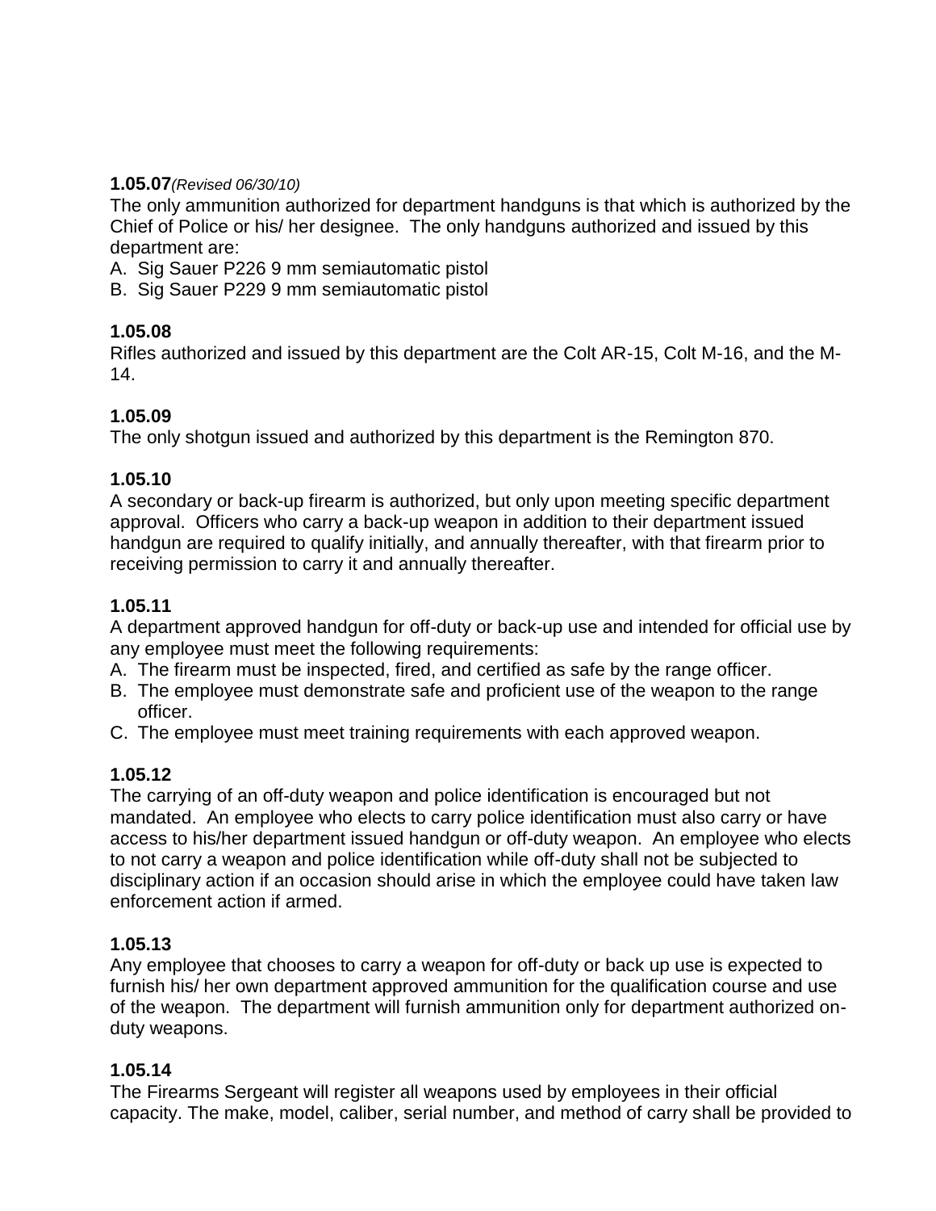**1.05.07***(Revised 06/30/10)*
The only ammunition authorized for department handguns is that which is authorized by the Chief of Police or his/ her designee. The only handguns authorized and issued by this department are:

A. Sig Sauer P226 9 mm semiautomatic pistol
B. Sig Sauer P229 9 mm semiautomatic pistol

**1.05.08**
Rifles authorized and issued by this department are the Colt AR-15, Colt M-16, and the M-14.

**1.05.09**
The only shotgun issued and authorized by this department is the Remington 870.

**1.05.10**
A secondary or back-up firearm is authorized, but only upon meeting specific department approval. Officers who carry a back-up weapon in addition to their department issued handgun are required to qualify initially, and annually thereafter, with that firearm prior to receiving permission to carry it and annually thereafter.

**1.05.11**
A department approved handgun for off-duty or back-up use and intended for official use by any employee must meet the following requirements:

A. The firearm must be inspected, fired, and certified as safe by the range officer.
B. The employee must demonstrate safe and proficient use of the weapon to the range officer.
C. The employee must meet training requirements with each approved weapon.

**1.05.12**
The carrying of an off-duty weapon and police identification is encouraged but not mandated. An employee who elects to carry police identification must also carry or have access to his/her department issued handgun or off-duty weapon. An employee who elects to not carry a weapon and police identification while off-duty shall not be subjected to disciplinary action if an occasion should arise in which the employee could have taken law enforcement action if armed.

**1.05.13**
Any employee that chooses to carry a weapon for off-duty or back up use is expected to furnish his/ her own department approved ammunition for the qualification course and use of the weapon. The department will furnish ammunition only for department authorized on-duty weapons.

**1.05.14**
The Firearms Sergeant will register all weapons used by employees in their official capacity. The make, model, caliber, serial number, and method of carry shall be provided to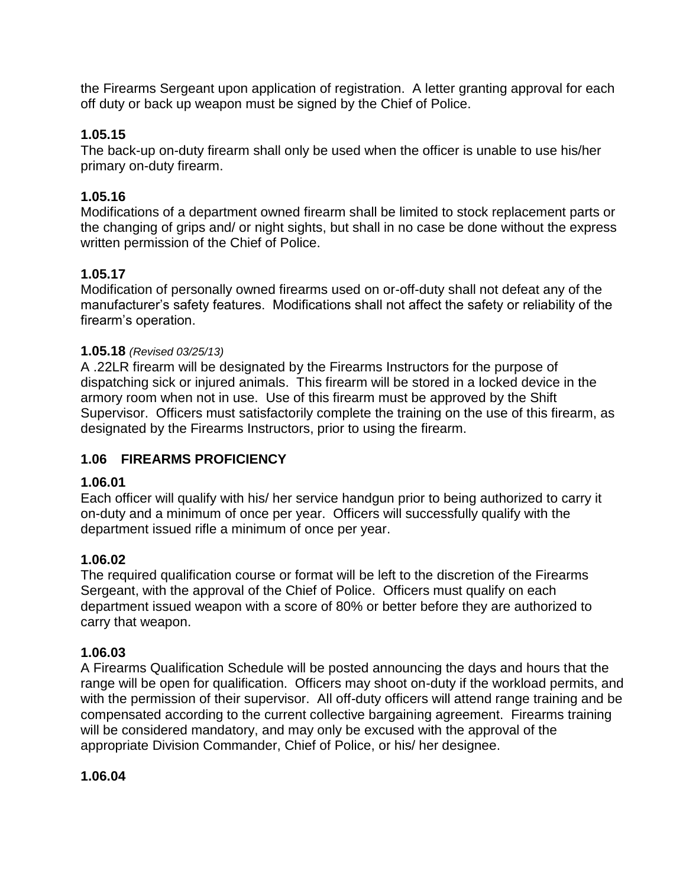the Firearms Sergeant upon application of registration. A letter granting approval for each off duty or back up weapon must be signed by the Chief of Police.

**1.05.15**
The back-up on-duty firearm shall only be used when the officer is unable to use his/her primary on-duty firearm.

**1.05.16**
Modifications of a department owned firearm shall be limited to stock replacement parts or the changing of grips and/ or night sights, but shall in no case be done without the express written permission of the Chief of Police.

**1.05.17**
Modification of personally owned firearms used on or-off-duty shall not defeat any of the manufacturer's safety features. Modifications shall not affect the safety or reliability of the firearm's operation.

**1.05.18** *(Revised 03/25/13)*
A .22LR firearm will be designated by the Firearms Instructors for the purpose of dispatching sick or injured animals. This firearm will be stored in a locked device in the armory room when not in use. Use of this firearm must be approved by the Shift Supervisor. Officers must satisfactorily complete the training on the use of this firearm, as designated by the Firearms Instructors, prior to using the firearm.

## 1.06 FIREARMS PROFICIENCY

**1.06.01**
Each officer will qualify with his/ her service handgun prior to being authorized to carry it on-duty and a minimum of once per year. Officers will successfully qualify with the department issued rifle a minimum of once per year.

**1.06.02**
The required qualification course or format will be left to the discretion of the Firearms Sergeant, with the approval of the Chief of Police. Officers must qualify on each department issued weapon with a score of 80% or better before they are authorized to carry that weapon.

**1.06.03**
A Firearms Qualification Schedule will be posted announcing the days and hours that the range will be open for qualification. Officers may shoot on-duty if the workload permits, and with the permission of their supervisor. All off-duty officers will attend range training and be compensated according to the current collective bargaining agreement. Firearms training will be considered mandatory, and may only be excused with the approval of the appropriate Division Commander, Chief of Police, or his/ her designee.

**1.06.04**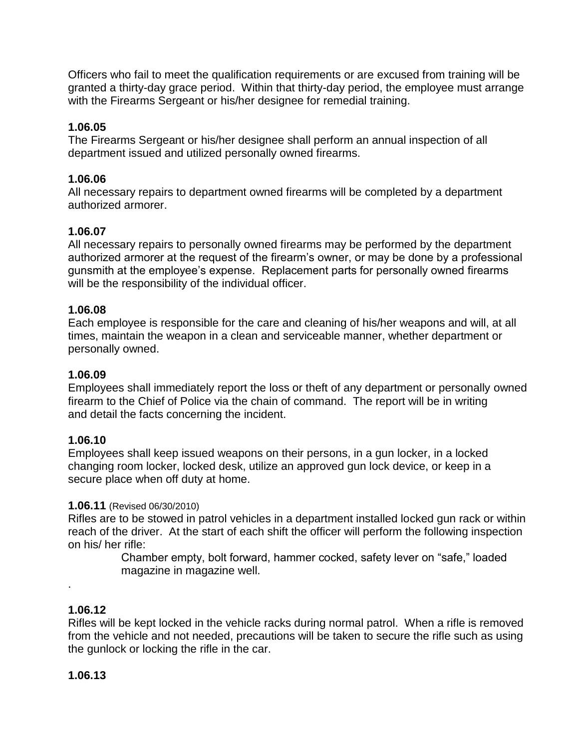Officers who fail to meet the qualification requirements or are excused from training will be granted a thirty-day grace period. Within that thirty-day period, the employee must arrange with the Firearms Sergeant or his/her designee for remedial training.

**1.06.05**
The Firearms Sergeant or his/her designee shall perform an annual inspection of all department issued and utilized personally owned firearms.

**1.06.06**
All necessary repairs to department owned firearms will be completed by a department authorized armorer.

**1.06.07**
All necessary repairs to personally owned firearms may be performed by the department authorized armorer at the request of the firearm's owner, or may be done by a professional gunsmith at the employee's expense. Replacement parts for personally owned firearms will be the responsibility of the individual officer.

**1.06.08**
Each employee is responsible for the care and cleaning of his/her weapons and will, at all times, maintain the weapon in a clean and serviceable manner, whether department or personally owned.

**1.06.09**
Employees shall immediately report the loss or theft of any department or personally owned firearm to the Chief of Police via the chain of command. The report will be in writing and detail the facts concerning the incident.

**1.06.10**
Employees shall keep issued weapons on their persons, in a gun locker, in a locked changing room locker, locked desk, utilize an approved gun lock device, or keep in a secure place when off duty at home.

**1.06.11** (Revised 06/30/2010)
Rifles are to be stowed in patrol vehicles in a department installed locked gun rack or within reach of the driver. At the start of each shift the officer will perform the following inspection on his/ her rifle:

> Chamber empty, bolt forward, hammer cocked, safety lever on "safe," loaded magazine in magazine well.

.

**1.06.12**
Rifles will be kept locked in the vehicle racks during normal patrol. When a rifle is removed from the vehicle and not needed, precautions will be taken to secure the rifle such as using the gunlock or locking the rifle in the car.

**1.06.13**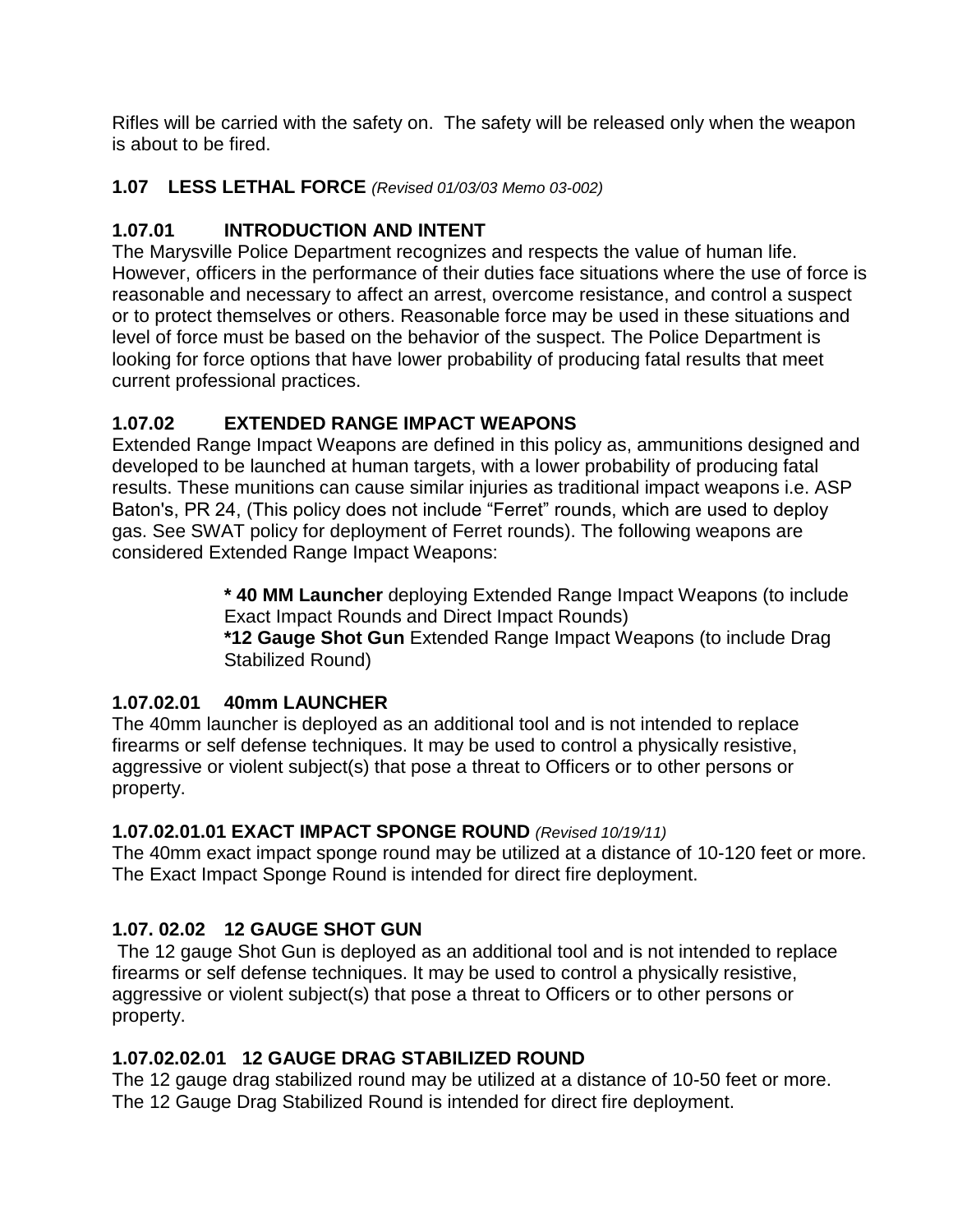Rifles will be carried with the safety on. The safety will be released only when the weapon is about to be fired.

## 1.07 LESS LETHAL FORCE *(Revised 01/03/03 Memo 03-002)*

### 1.07.01 INTRODUCTION AND INTENT

The Marysville Police Department recognizes and respects the value of human life. However, officers in the performance of their duties face situations where the use of force is reasonable and necessary to affect an arrest, overcome resistance, and control a suspect or to protect themselves or others. Reasonable force may be used in these situations and level of force must be based on the behavior of the suspect. The Police Department is looking for force options that have lower probability of producing fatal results that meet current professional practices.

### 1.07.02 EXTENDED RANGE IMPACT WEAPONS

Extended Range Impact Weapons are defined in this policy as, ammunitions designed and developed to be launched at human targets, with a lower probability of producing fatal results. These munitions can cause similar injuries as traditional impact weapons i.e. ASP Baton's, PR 24, (This policy does not include "Ferret" rounds, which are used to deploy gas. See SWAT policy for deployment of Ferret rounds). The following weapons are considered Extended Range Impact Weapons:

> **\* 40 MM Launcher** deploying Extended Range Impact Weapons (to include Exact Impact Rounds and Direct Impact Rounds)
> **\*12 Gauge Shot Gun** Extended Range Impact Weapons (to include Drag Stabilized Round)

### 1.07.02.01 40mm LAUNCHER

The 40mm launcher is deployed as an additional tool and is not intended to replace firearms or self defense techniques. It may be used to control a physically resistive, aggressive or violent subject(s) that pose a threat to Officers or to other persons or property.

### 1.07.02.01.01 EXACT IMPACT SPONGE ROUND *(Revised 10/19/11)*

The 40mm exact impact sponge round may be utilized at a distance of 10-120 feet or more. The Exact Impact Sponge Round is intended for direct fire deployment.

### 1.07. 02.02 12 GAUGE SHOT GUN

The 12 gauge Shot Gun is deployed as an additional tool and is not intended to replace firearms or self defense techniques. It may be used to control a physically resistive, aggressive or violent subject(s) that pose a threat to Officers or to other persons or property.

### 1.07.02.02.01 12 GAUGE DRAG STABILIZED ROUND

The 12 gauge drag stabilized round may be utilized at a distance of 10-50 feet or more. The 12 Gauge Drag Stabilized Round is intended for direct fire deployment.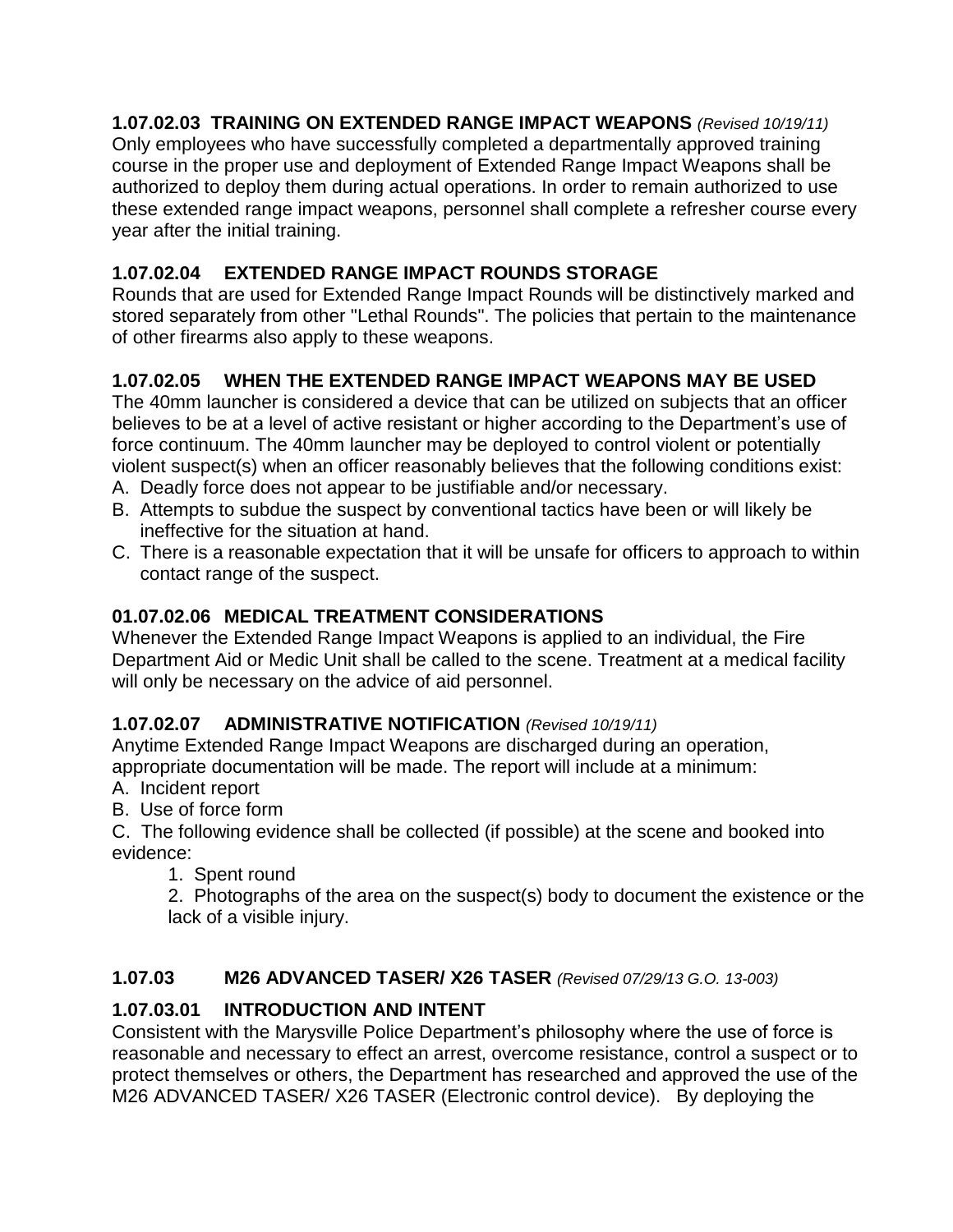### 1.07.02.03 TRAINING ON EXTENDED RANGE IMPACT WEAPONS *(Revised 10/19/11)*

Only employees who have successfully completed a departmentally approved training course in the proper use and deployment of Extended Range Impact Weapons shall be authorized to deploy them during actual operations. In order to remain authorized to use these extended range impact weapons, personnel shall complete a refresher course every year after the initial training.

### 1.07.02.04 EXTENDED RANGE IMPACT ROUNDS STORAGE

Rounds that are used for Extended Range Impact Rounds will be distinctively marked and stored separately from other "Lethal Rounds". The policies that pertain to the maintenance of other firearms also apply to these weapons.

### 1.07.02.05 WHEN THE EXTENDED RANGE IMPACT WEAPONS MAY BE USED

The 40mm launcher is considered a device that can be utilized on subjects that an officer believes to be at a level of active resistant or higher according to the Department's use of force continuum. The 40mm launcher may be deployed to control violent or potentially violent suspect(s) when an officer reasonably believes that the following conditions exist:

A. Deadly force does not appear to be justifiable and/or necessary.
B. Attempts to subdue the suspect by conventional tactics have been or will likely be ineffective for the situation at hand.
C. There is a reasonable expectation that it will be unsafe for officers to approach to within contact range of the suspect.

### 01.07.02.06 MEDICAL TREATMENT CONSIDERATIONS

Whenever the Extended Range Impact Weapons is applied to an individual, the Fire Department Aid or Medic Unit shall be called to the scene. Treatment at a medical facility will only be necessary on the advice of aid personnel.

### 1.07.02.07 ADMINISTRATIVE NOTIFICATION *(Revised 10/19/11)*

Anytime Extended Range Impact Weapons are discharged during an operation, appropriate documentation will be made. The report will include at a minimum:

A. Incident report
B. Use of force form
C. The following evidence shall be collected (if possible) at the scene and booked into evidence:
    1. Spent round
    2. Photographs of the area on the suspect(s) body to document the existence or the lack of a visible injury.

## 1.07.03 M26 ADVANCED TASER/ X26 TASER *(Revised 07/29/13 G.O. 13-003)*

### 1.07.03.01 INTRODUCTION AND INTENT

Consistent with the Marysville Police Department's philosophy where the use of force is reasonable and necessary to effect an arrest, overcome resistance, control a suspect or to protect themselves or others, the Department has researched and approved the use of the M26 ADVANCED TASER/ X26 TASER (Electronic control device). By deploying the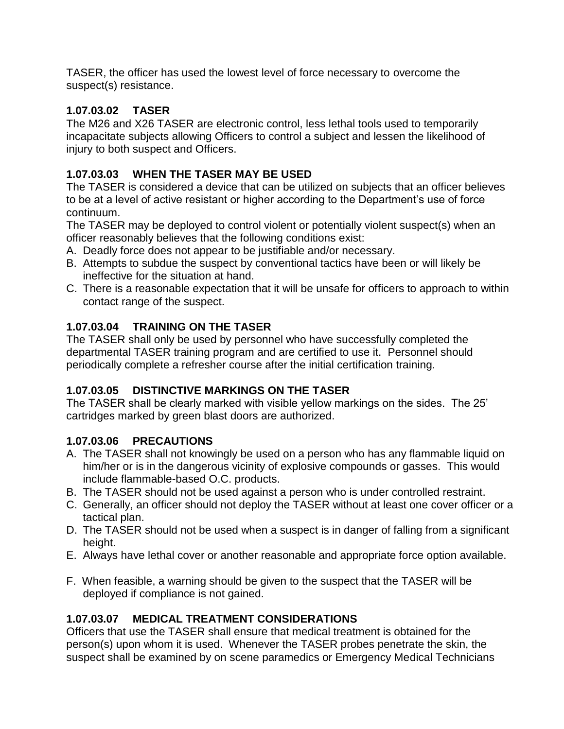TASER, the officer has used the lowest level of force necessary to overcome the suspect(s) resistance.

### 1.07.03.02 TASER

The M26 and X26 TASER are electronic control, less lethal tools used to temporarily incapacitate subjects allowing Officers to control a subject and lessen the likelihood of injury to both suspect and Officers.

### 1.07.03.03 WHEN THE TASER MAY BE USED

The TASER is considered a device that can be utilized on subjects that an officer believes to be at a level of active resistant or higher according to the Department's use of force continuum.

The TASER may be deployed to control violent or potentially violent suspect(s) when an officer reasonably believes that the following conditions exist:

A. Deadly force does not appear to be justifiable and/or necessary.
B. Attempts to subdue the suspect by conventional tactics have been or will likely be ineffective for the situation at hand.
C. There is a reasonable expectation that it will be unsafe for officers to approach to within contact range of the suspect.

### 1.07.03.04 TRAINING ON THE TASER

The TASER shall only be used by personnel who have successfully completed the departmental TASER training program and are certified to use it. Personnel should periodically complete a refresher course after the initial certification training.

### 1.07.03.05 DISTINCTIVE MARKINGS ON THE TASER

The TASER shall be clearly marked with visible yellow markings on the sides. The 25' cartridges marked by green blast doors are authorized.

### 1.07.03.06 PRECAUTIONS

A. The TASER shall not knowingly be used on a person who has any flammable liquid on him/her or is in the dangerous vicinity of explosive compounds or gasses. This would include flammable-based O.C. products.
B. The TASER should not be used against a person who is under controlled restraint.
C. Generally, an officer should not deploy the TASER without at least one cover officer or a tactical plan.
D. The TASER should not be used when a suspect is in danger of falling from a significant height.
E. Always have lethal cover or another reasonable and appropriate force option available.
F. When feasible, a warning should be given to the suspect that the TASER will be deployed if compliance is not gained.

### 1.07.03.07 MEDICAL TREATMENT CONSIDERATIONS

Officers that use the TASER shall ensure that medical treatment is obtained for the person(s) upon whom it is used. Whenever the TASER probes penetrate the skin, the suspect shall be examined by on scene paramedics or Emergency Medical Technicians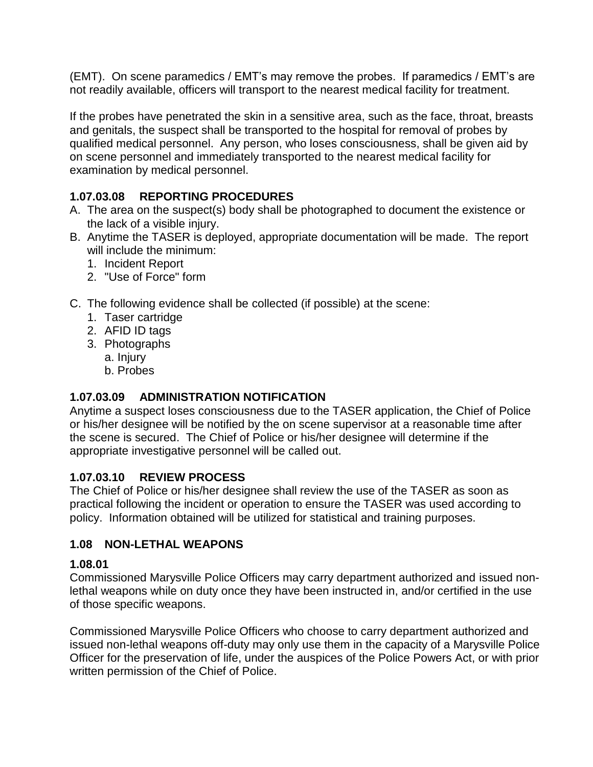(EMT). On scene paramedics / EMT's may remove the probes. If paramedics / EMT's are not readily available, officers will transport to the nearest medical facility for treatment.

If the probes have penetrated the skin in a sensitive area, such as the face, throat, breasts and genitals, the suspect shall be transported to the hospital for removal of probes by qualified medical personnel. Any person, who loses consciousness, shall be given aid by on scene personnel and immediately transported to the nearest medical facility for examination by medical personnel.

### 1.07.03.08 REPORTING PROCEDURES

A. The area on the suspect(s) body shall be photographed to document the existence or the lack of a visible injury.
B. Anytime the TASER is deployed, appropriate documentation will be made. The report will include the minimum:
   1. Incident Report
   2. "Use of Force" form

C. The following evidence shall be collected (if possible) at the scene:
   1. Taser cartridge
   2. AFID ID tags
   3. Photographs
      a. Injury
      b. Probes

### 1.07.03.09 ADMINISTRATION NOTIFICATION

Anytime a suspect loses consciousness due to the TASER application, the Chief of Police or his/her designee will be notified by the on scene supervisor at a reasonable time after the scene is secured. The Chief of Police or his/her designee will determine if the appropriate investigative personnel will be called out.

### 1.07.03.10 REVIEW PROCESS

The Chief of Police or his/her designee shall review the use of the TASER as soon as practical following the incident or operation to ensure the TASER was used according to policy. Information obtained will be utilized for statistical and training purposes.

## 1.08 NON-LETHAL WEAPONS

### 1.08.01

Commissioned Marysville Police Officers may carry department authorized and issued non-lethal weapons while on duty once they have been instructed in, and/or certified in the use of those specific weapons.

Commissioned Marysville Police Officers who choose to carry department authorized and issued non-lethal weapons off-duty may only use them in the capacity of a Marysville Police Officer for the preservation of life, under the auspices of the Police Powers Act, or with prior written permission of the Chief of Police.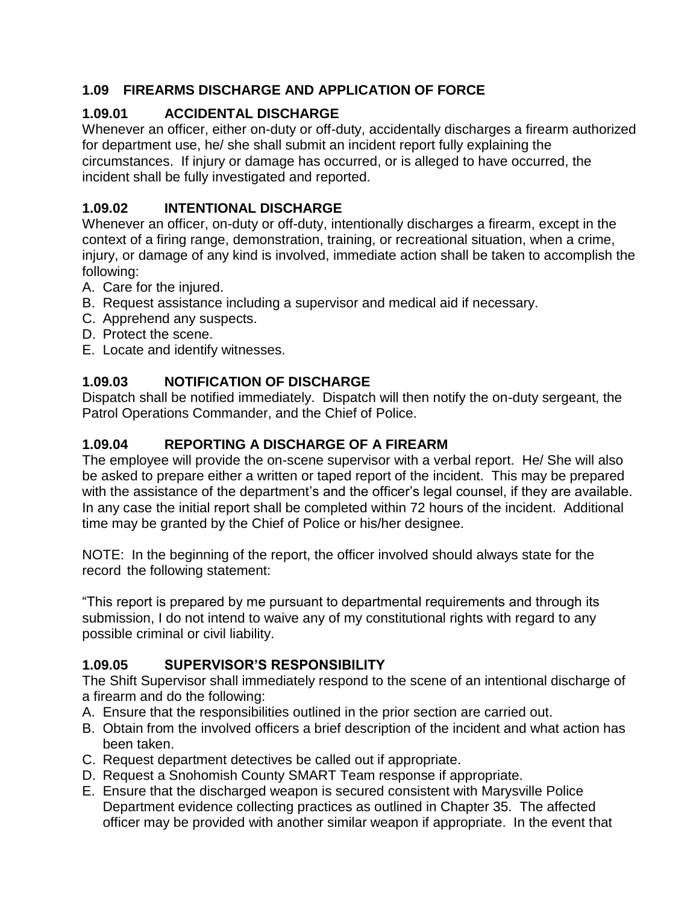## 1.09 FIREARMS DISCHARGE AND APPLICATION OF FORCE

### 1.09.01 ACCIDENTAL DISCHARGE

Whenever an officer, either on-duty or off-duty, accidentally discharges a firearm authorized for department use, he/ she shall submit an incident report fully explaining the circumstances. If injury or damage has occurred, or is alleged to have occurred, the incident shall be fully investigated and reported.

### 1.09.02 INTENTIONAL DISCHARGE

Whenever an officer, on-duty or off-duty, intentionally discharges a firearm, except in the context of a firing range, demonstration, training, or recreational situation, when a crime, injury, or damage of any kind is involved, immediate action shall be taken to accomplish the following:

A. Care for the injured.
B. Request assistance including a supervisor and medical aid if necessary.
C. Apprehend any suspects.
D. Protect the scene.
E. Locate and identify witnesses.

### 1.09.03 NOTIFICATION OF DISCHARGE

Dispatch shall be notified immediately. Dispatch will then notify the on-duty sergeant, the Patrol Operations Commander, and the Chief of Police.

### 1.09.04 REPORTING A DISCHARGE OF A FIREARM

The employee will provide the on-scene supervisor with a verbal report. He/ She will also be asked to prepare either a written or taped report of the incident. This may be prepared with the assistance of the department's and the officer's legal counsel, if they are available. In any case the initial report shall be completed within 72 hours of the incident. Additional time may be granted by the Chief of Police or his/her designee.

NOTE: In the beginning of the report, the officer involved should always state for the record the following statement:

"This report is prepared by me pursuant to departmental requirements and through its submission, I do not intend to waive any of my constitutional rights with regard to any possible criminal or civil liability.

### 1.09.05 SUPERVISOR'S RESPONSIBILITY

The Shift Supervisor shall immediately respond to the scene of an intentional discharge of a firearm and do the following:

A. Ensure that the responsibilities outlined in the prior section are carried out.
B. Obtain from the involved officers a brief description of the incident and what action has been taken.
C. Request department detectives be called out if appropriate.
D. Request a Snohomish County SMART Team response if appropriate.
E. Ensure that the discharged weapon is secured consistent with Marysville Police Department evidence collecting practices as outlined in Chapter 35. The affected officer may be provided with another similar weapon if appropriate. In the event that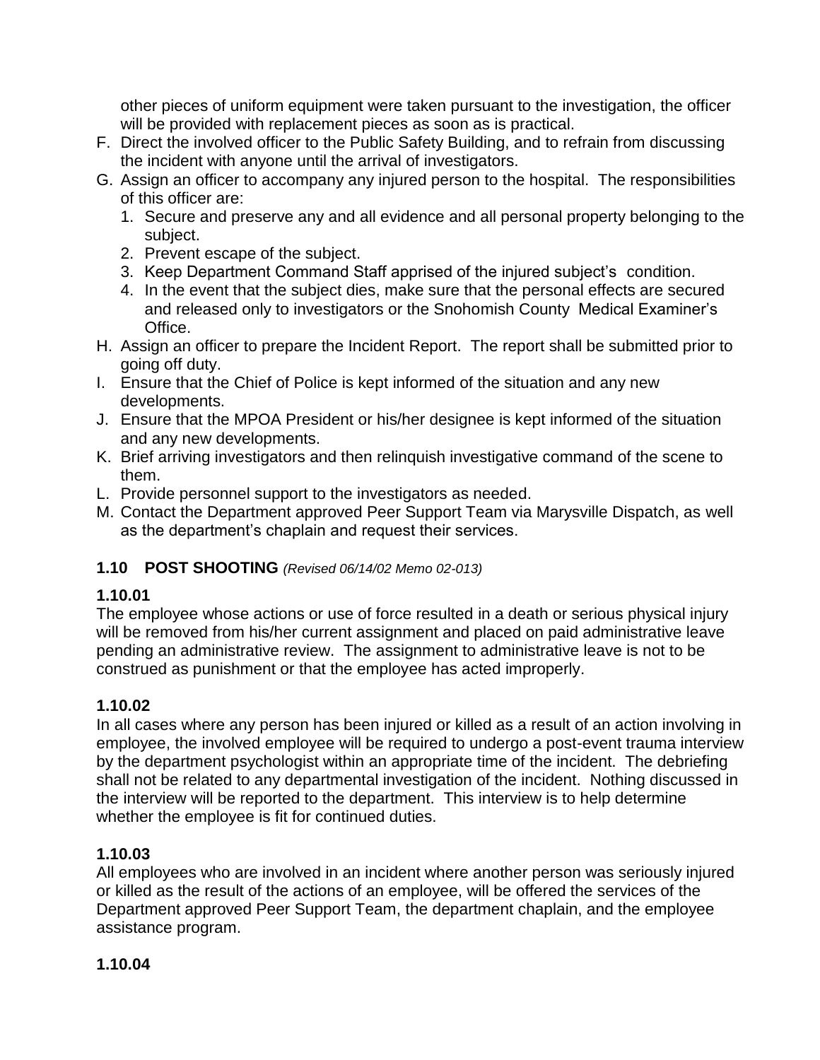other pieces of uniform equipment were taken pursuant to the investigation, the officer will be provided with replacement pieces as soon as is practical.

F. Direct the involved officer to the Public Safety Building, and to refrain from discussing the incident with anyone until the arrival of investigators.
G. Assign an officer to accompany any injured person to the hospital. The responsibilities of this officer are:
   1. Secure and preserve any and all evidence and all personal property belonging to the subject.
   2. Prevent escape of the subject.
   3. Keep Department Command Staff apprised of the injured subject's condition.
   4. In the event that the subject dies, make sure that the personal effects are secured and released only to investigators or the Snohomish County Medical Examiner's Office.
H. Assign an officer to prepare the Incident Report. The report shall be submitted prior to going off duty.
I. Ensure that the Chief of Police is kept informed of the situation and any new developments.
J. Ensure that the MPOA President or his/her designee is kept informed of the situation and any new developments.
K. Brief arriving investigators and then relinquish investigative command of the scene to them.
L. Provide personnel support to the investigators as needed.
M. Contact the Department approved Peer Support Team via Marysville Dispatch, as well as the department's chaplain and request their services.

### 1.10 POST SHOOTING *(Revised 06/14/02 Memo 02-013)*

#### 1.10.01

The employee whose actions or use of force resulted in a death or serious physical injury will be removed from his/her current assignment and placed on paid administrative leave pending an administrative review. The assignment to administrative leave is not to be construed as punishment or that the employee has acted improperly.

#### 1.10.02

In all cases where any person has been injured or killed as a result of an action involving in employee, the involved employee will be required to undergo a post-event trauma interview by the department psychologist within an appropriate time of the incident. The debriefing shall not be related to any departmental investigation of the incident. Nothing discussed in the interview will be reported to the department. This interview is to help determine whether the employee is fit for continued duties.

#### 1.10.03

All employees who are involved in an incident where another person was seriously injured or killed as the result of the actions of an employee, will be offered the services of the Department approved Peer Support Team, the department chaplain, and the employee assistance program.

#### 1.10.04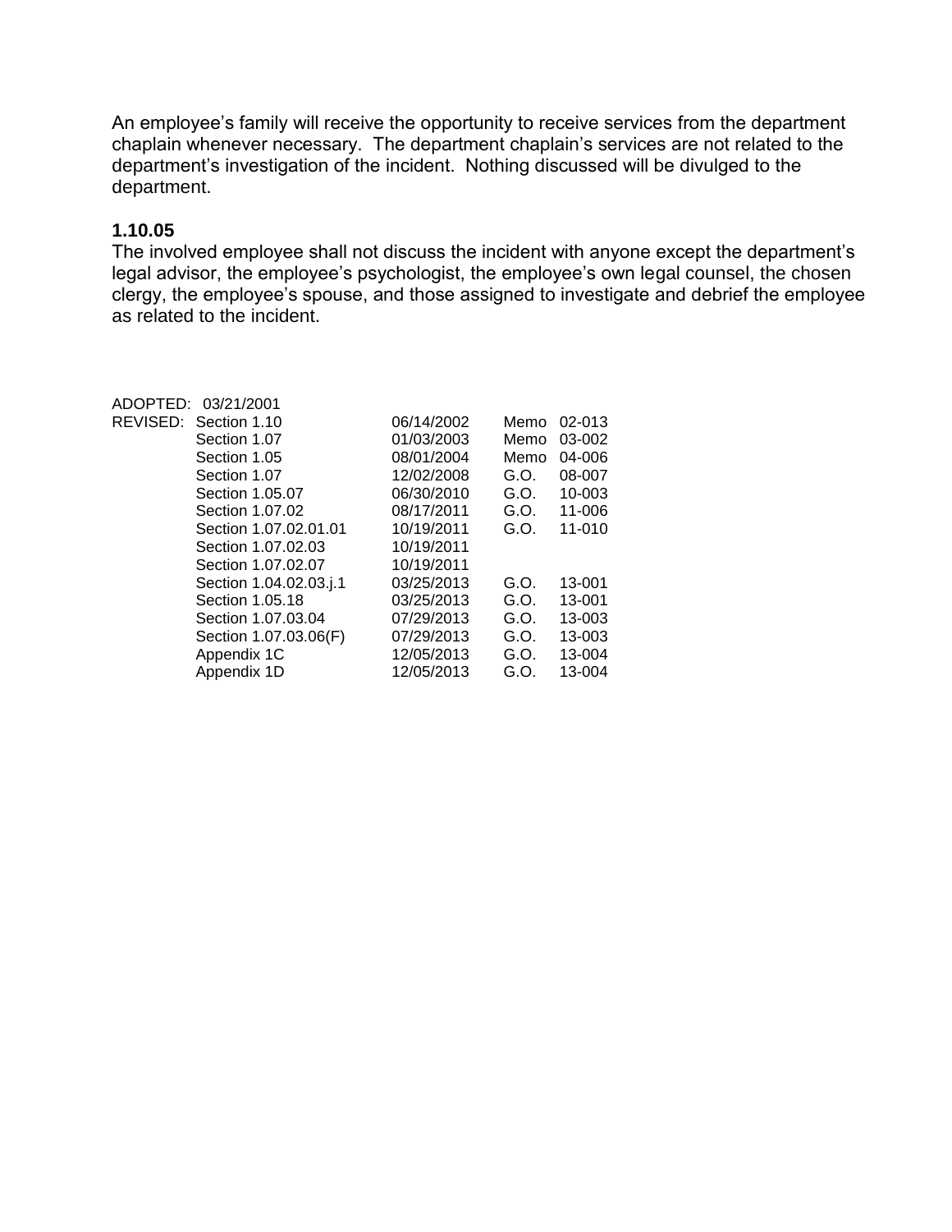An employee's family will receive the opportunity to receive services from the department chaplain whenever necessary. The department chaplain's services are not related to the department's investigation of the incident. Nothing discussed will be divulged to the department.

### 1.10.05

The involved employee shall not discuss the incident with anyone except the department's legal advisor, the employee's psychologist, the employee's own legal counsel, the chosen clergy, the employee's spouse, and those assigned to investigate and debrief the employee as related to the incident.

| | | | | |
|---|---|---|---|---|
| ADOPTED: | 03/21/2001 | | | |
| REVISED: | Section 1.10 | 06/14/2002 | Memo | 02-013 |
| | Section 1.07 | 01/03/2003 | Memo | 03-002 |
| | Section 1.05 | 08/01/2004 | Memo | 04-006 |
| | Section 1.07 | 12/02/2008 | G.O. | 08-007 |
| | Section 1.05.07 | 06/30/2010 | G.O. | 10-003 |
| | Section 1.07.02 | 08/17/2011 | G.O. | 11-006 |
| | Section 1.07.02.01.01 | 10/19/2011 | G.O. | 11-010 |
| | Section 1.07.02.03 | 10/19/2011 | | |
| | Section 1.07.02.07 | 10/19/2011 | | |
| | Section 1.04.02.03.j.1 | 03/25/2013 | G.O. | 13-001 |
| | Section 1.05.18 | 03/25/2013 | G.O. | 13-001 |
| | Section 1.07.03.04 | 07/29/2013 | G.O. | 13-003 |
| | Section 1.07.03.06(F) | 07/29/2013 | G.O. | 13-003 |
| | Appendix 1C | 12/05/2013 | G.O. | 13-004 |
| | Appendix 1D | 12/05/2013 | G.O. | 13-004 |